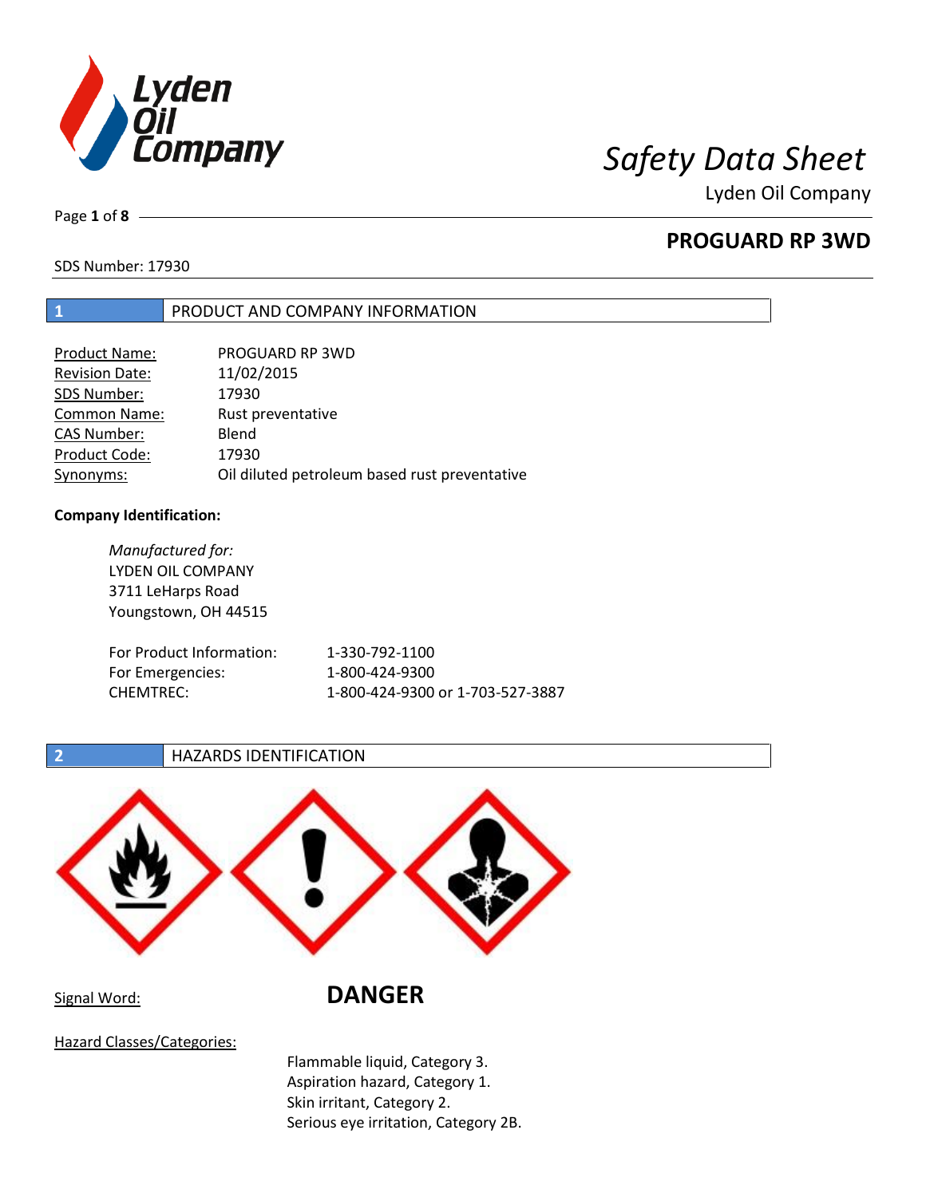# Safety Data Sheet

Lyden Oil Company

## PROGUARD RP 3WD

SDS Number: 17930

## 1 PRODUCT AND COMPANY INFORMATION

| | |
|---|---|
| Product Name: | PROGUARD RP 3WD |
| Revision Date: | 11/02/2015 |
| SDS Number: | 17930 |
| Common Name: | Rust preventative |
| CAS Number: | Blend |
| Product Code: | 17930 |
| Synonyms: | Oil diluted petroleum based rust preventative |

**Company Identification:**

*Manufactured for:*
LYDEN OIL COMPANY
3711 LeHarps Road
Youngstown, OH 44515

| | |
|---|---|
| For Product Information: | 1-330-792-1100 |
| For Emergencies: | 1-800-424-9300 |
| CHEMTREC: | 1-800-424-9300 or 1-703-527-3887 |

## 2 HAZARDS IDENTIFICATION

Signal Word: **DANGER**

Hazard Classes/Categories:

Flammable liquid, Category 3.
Aspiration hazard, Category 1.
Skin irritant, Category 2.
Serious eye irritation, Category 2B.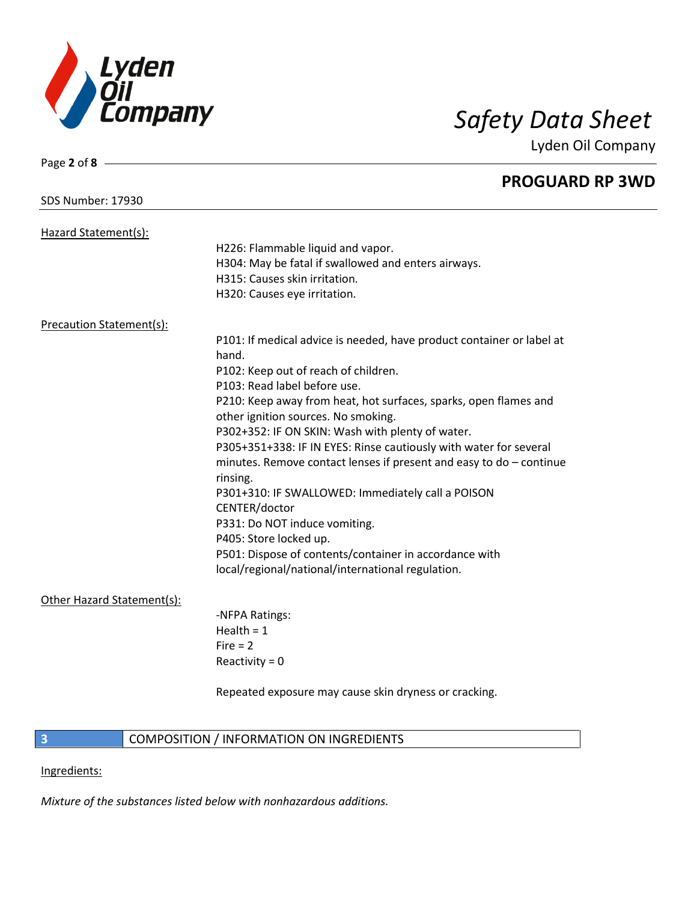Hazard Statement(s):

H226: Flammable liquid and vapor.
H304: May be fatal if swallowed and enters airways.
H315: Causes skin irritation.
H320: Causes eye irritation.

Precaution Statement(s):

P101: If medical advice is needed, have product container or label at hand.
P102: Keep out of reach of children.
P103: Read label before use.
P210: Keep away from heat, hot surfaces, sparks, open flames and other ignition sources. No smoking.
P302+352: IF ON SKIN: Wash with plenty of water.
P305+351+338: IF IN EYES: Rinse cautiously with water for several minutes. Remove contact lenses if present and easy to do – continue rinsing.
P301+310: IF SWALLOWED: Immediately call a POISON CENTER/doctor
P331: Do NOT induce vomiting.
P405: Store locked up.
P501: Dispose of contents/container in accordance with local/regional/national/international regulation.

Other Hazard Statement(s):

-NFPA Ratings:
Health = 1
Fire = 2
Reactivity = 0

Repeated exposure may cause skin dryness or cracking.

## 3 COMPOSITION / INFORMATION ON INGREDIENTS

Ingredients:

*Mixture of the substances listed below with nonhazardous additions.*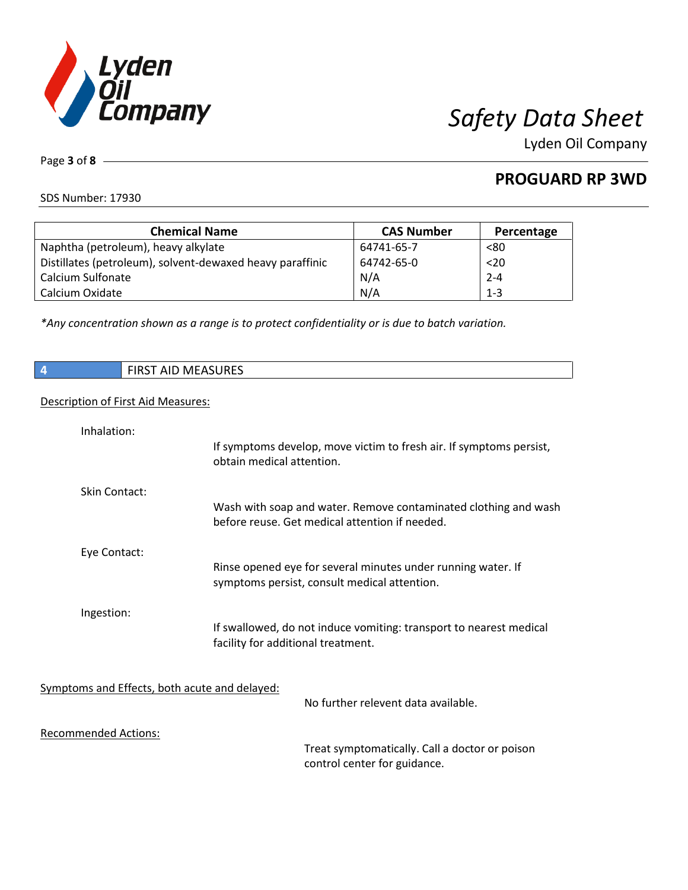## PROGUARD RP 3WD

SDS Number: 17930

| Chemical Name | CAS Number | Percentage |
|---|---|---|
| Naphtha (petroleum), heavy alkylate | 64741-65-7 | <80 |
| Distillates (petroleum), solvent-dewaxed heavy paraffinic | 64742-65-0 | <20 |
| Calcium Sulfonate | N/A | 2-4 |
| Calcium Oxidate | N/A | 1-3 |

*\*Any concentration shown as a range is to protect confidentiality or is due to batch variation.*

## 4 FIRST AID MEASURES

Description of First Aid Measures:

**Inhalation:**
If symptoms develop, move victim to fresh air. If symptoms persist, obtain medical attention.

**Skin Contact:**
Wash with soap and water. Remove contaminated clothing and wash before reuse. Get medical attention if needed.

**Eye Contact:**
Rinse opened eye for several minutes under running water. If symptoms persist, consult medical attention.

**Ingestion:**
If swallowed, do not induce vomiting: transport to nearest medical facility for additional treatment.

Symptoms and Effects, both acute and delayed:

No further relevent data available.

Recommended Actions:

Treat symptomatically. Call a doctor or poison control center for guidance.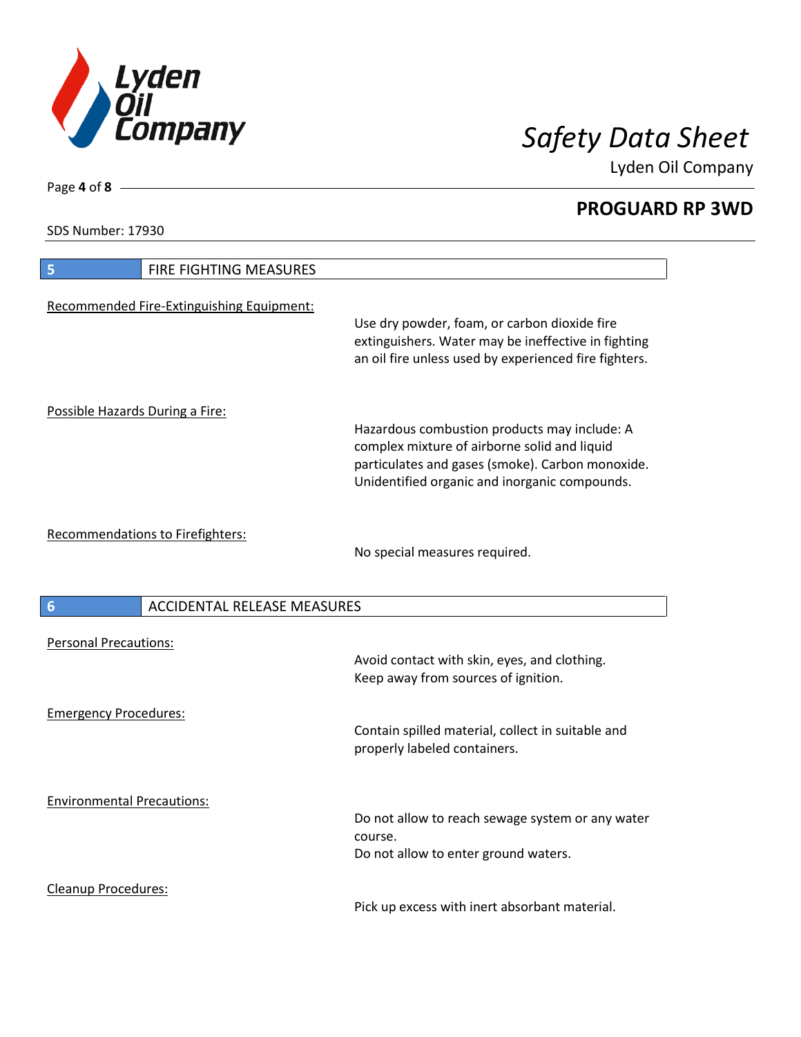## 5 FIRE FIGHTING MEASURES

Recommended Fire-Extinguishing Equipment:

Use dry powder, foam, or carbon dioxide fire extinguishers. Water may be ineffective in fighting an oil fire unless used by experienced fire fighters.

Possible Hazards During a Fire:

Hazardous combustion products may include: A complex mixture of airborne solid and liquid particulates and gases (smoke). Carbon monoxide. Unidentified organic and inorganic compounds.

Recommendations to Firefighters:

No special measures required.

## 6 ACCIDENTAL RELEASE MEASURES

Personal Precautions:

Avoid contact with skin, eyes, and clothing.
Keep away from sources of ignition.

Emergency Procedures:

Contain spilled material, collect in suitable and properly labeled containers.

Environmental Precautions:

Do not allow to reach sewage system or any water course.
Do not allow to enter ground waters.

Cleanup Procedures:

Pick up excess with inert absorbant material.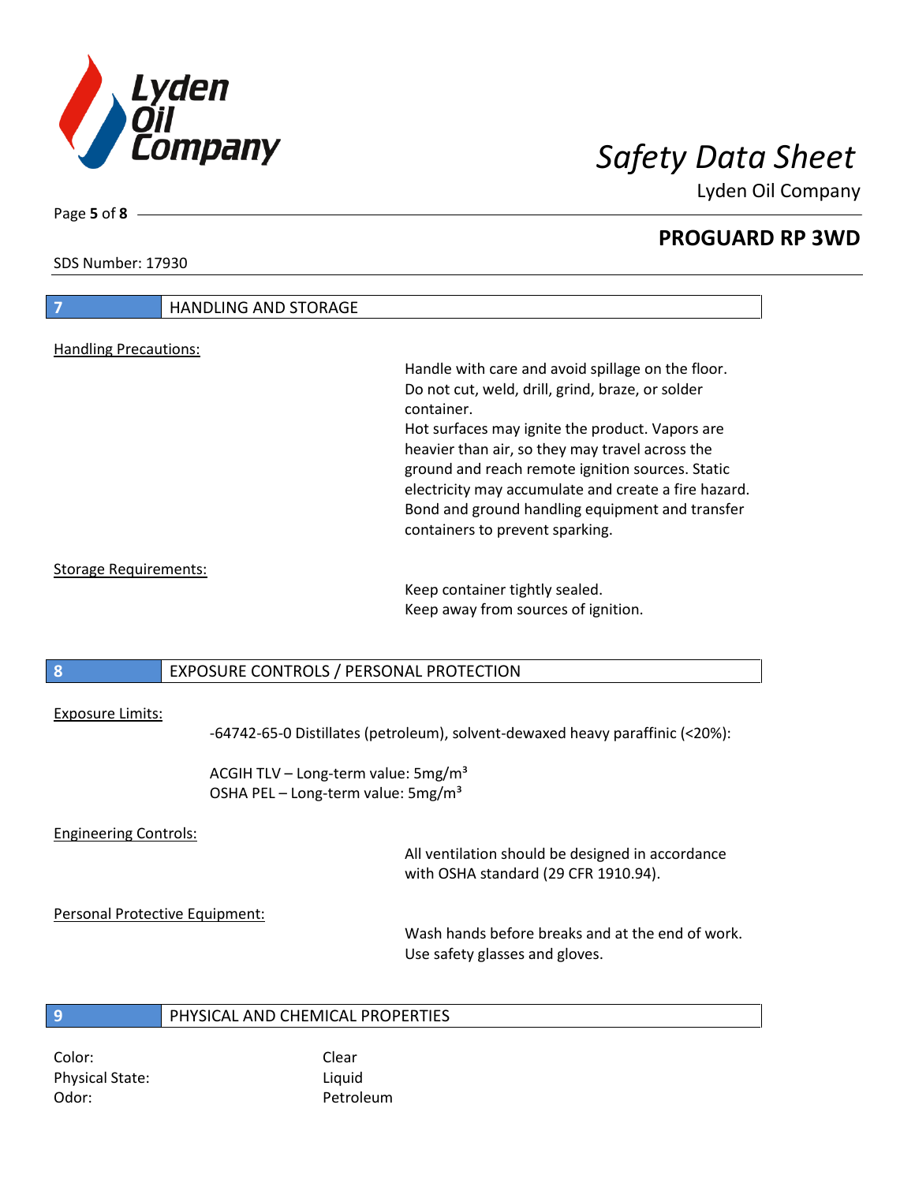## 7 HANDLING AND STORAGE

Handling Precautions:

Handle with care and avoid spillage on the floor. Do not cut, weld, drill, grind, braze, or solder container.
Hot surfaces may ignite the product. Vapors are heavier than air, so they may travel across the ground and reach remote ignition sources. Static electricity may accumulate and create a fire hazard. Bond and ground handling equipment and transfer containers to prevent sparking.

Storage Requirements:

Keep container tightly sealed.
Keep away from sources of ignition.

## 8 EXPOSURE CONTROLS / PERSONAL PROTECTION

Exposure Limits:

-64742-65-0 Distillates (petroleum), solvent-dewaxed heavy paraffinic (<20%):

ACGIH TLV – Long-term value: 5mg/m³
OSHA PEL – Long-term value: 5mg/m³

Engineering Controls:

All ventilation should be designed in accordance with OSHA standard (29 CFR 1910.94).

Personal Protective Equipment:

Wash hands before breaks and at the end of work.
Use safety glasses and gloves.

## 9 PHYSICAL AND CHEMICAL PROPERTIES

| | |
|---|---|
| Color: | Clear |
| Physical State: | Liquid |
| Odor: | Petroleum |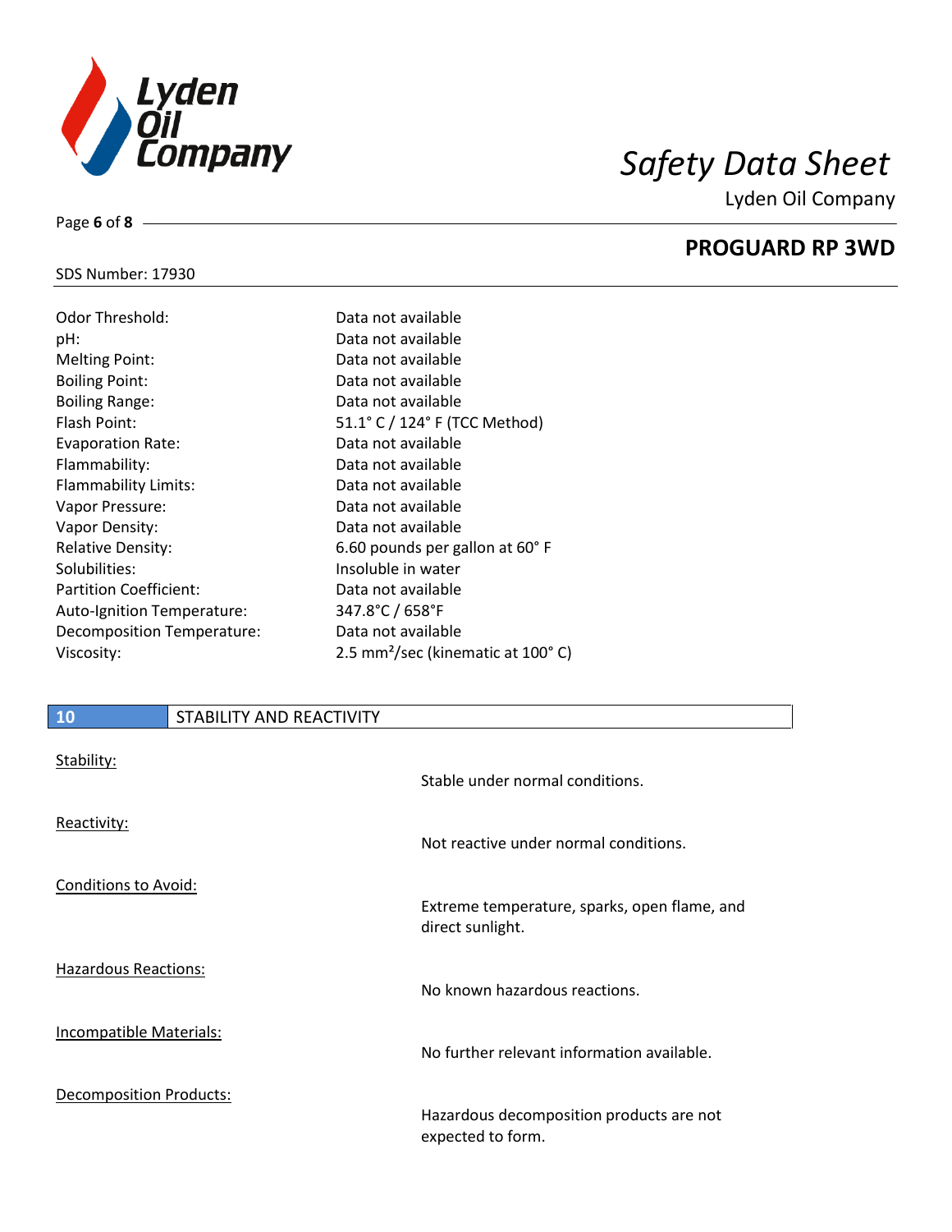SDS Number: 17930

| Property | Value |
|---|---|
| Odor Threshold: | Data not available |
| pH: | Data not available |
| Melting Point: | Data not available |
| Boiling Point: | Data not available |
| Boiling Range: | Data not available |
| Flash Point: | 51.1° C / 124° F (TCC Method) |
| Evaporation Rate: | Data not available |
| Flammability: | Data not available |
| Flammability Limits: | Data not available |
| Vapor Pressure: | Data not available |
| Vapor Density: | Data not available |
| Relative Density: | 6.60 pounds per gallon at 60° F |
| Solubilities: | Insoluble in water |
| Partition Coefficient: | Data not available |
| Auto-Ignition Temperature: | 347.8°C / 658°F |
| Decomposition Temperature: | Data not available |
| Viscosity: | 2.5 $mm^2$/sec (kinematic at 100° C) |

## 10 STABILITY AND REACTIVITY

Stability:

Stable under normal conditions.

Reactivity:

Not reactive under normal conditions.

Conditions to Avoid:

Extreme temperature, sparks, open flame, and direct sunlight.

Hazardous Reactions:

No known hazardous reactions.

Incompatible Materials:

No further relevant information available.

Decomposition Products:

Hazardous decomposition products are not expected to form.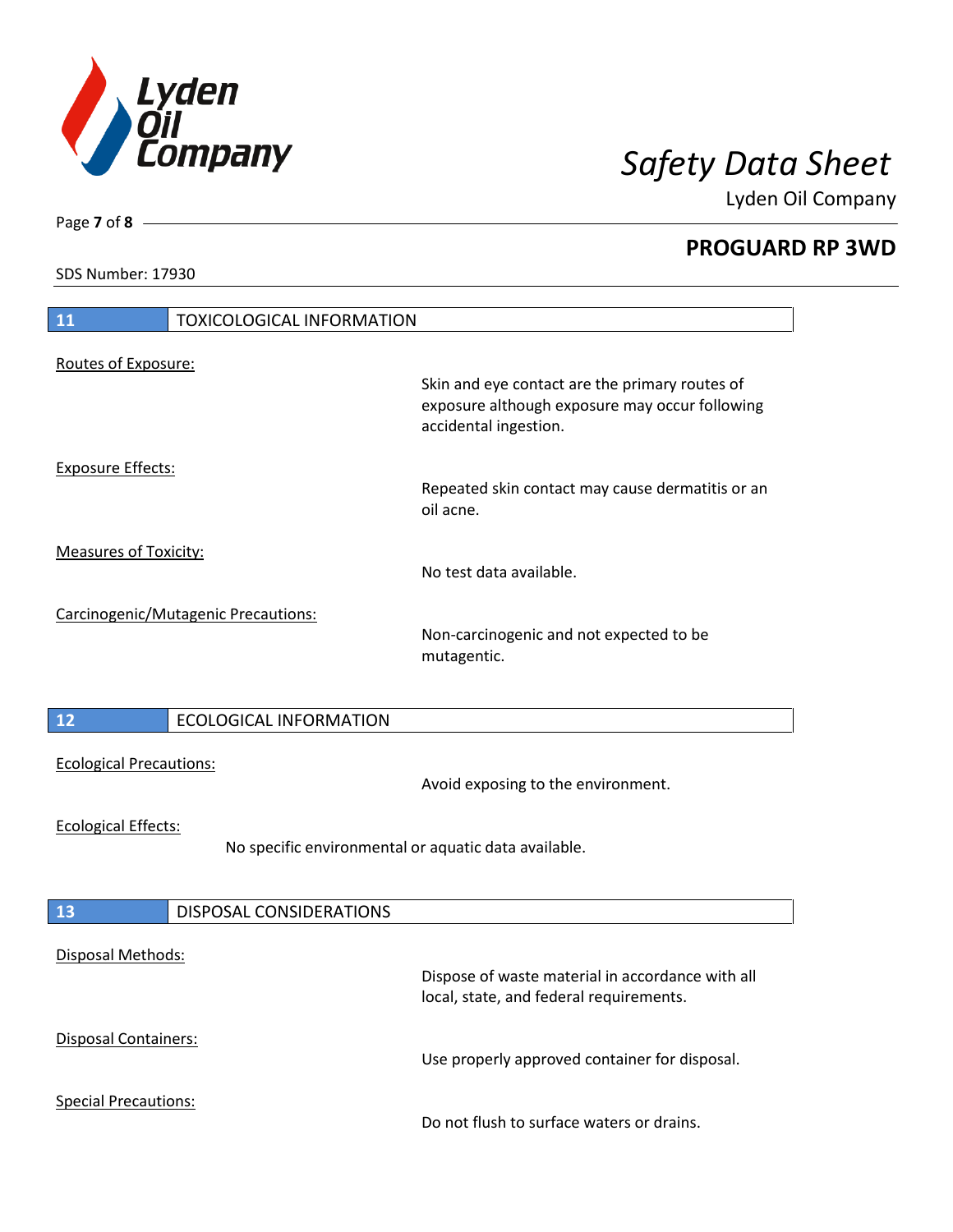## 11 TOXICOLOGICAL INFORMATION

Routes of Exposure:

Skin and eye contact are the primary routes of exposure although exposure may occur following accidental ingestion.

Exposure Effects:

Repeated skin contact may cause dermatitis or an oil acne.

Measures of Toxicity:

No test data available.

Carcinogenic/Mutagenic Precautions:

Non-carcinogenic and not expected to be mutagentic.

## 12 ECOLOGICAL INFORMATION

Ecological Precautions:

Avoid exposing to the environment.

Ecological Effects:

No specific environmental or aquatic data available.

## 13 DISPOSAL CONSIDERATIONS

Disposal Methods:

Dispose of waste material in accordance with all local, state, and federal requirements.

Disposal Containers:

Use properly approved container for disposal.

Special Precautions:

Do not flush to surface waters or drains.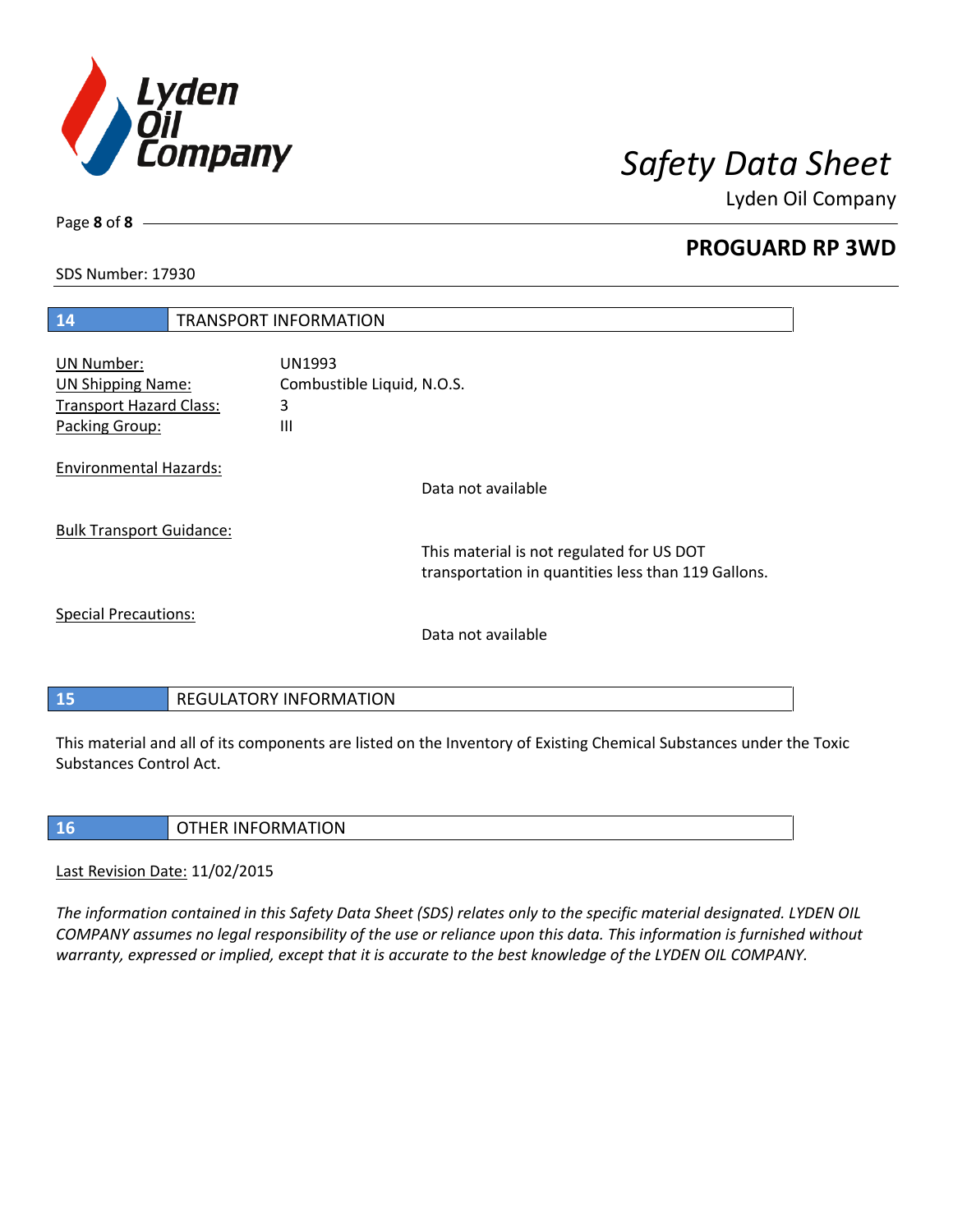## 14 TRANSPORT INFORMATION

| | |
|---|---|
| UN Number: | UN1993 |
| UN Shipping Name: | Combustible Liquid, N.O.S. |
| Transport Hazard Class: | 3 |
| Packing Group: | III |

Environmental Hazards:

Data not available

Bulk Transport Guidance:

This material is not regulated for US DOT transportation in quantities less than 119 Gallons.

Special Precautions:

Data not available

## 15 REGULATORY INFORMATION

This material and all of its components are listed on the Inventory of Existing Chemical Substances under the Toxic Substances Control Act.

## 16 OTHER INFORMATION

Last Revision Date: 11/02/2015

*The information contained in this Safety Data Sheet (SDS) relates only to the specific material designated. LYDEN OIL COMPANY assumes no legal responsibility of the use or reliance upon this data. This information is furnished without warranty, expressed or implied, except that it is accurate to the best knowledge of the LYDEN OIL COMPANY.*